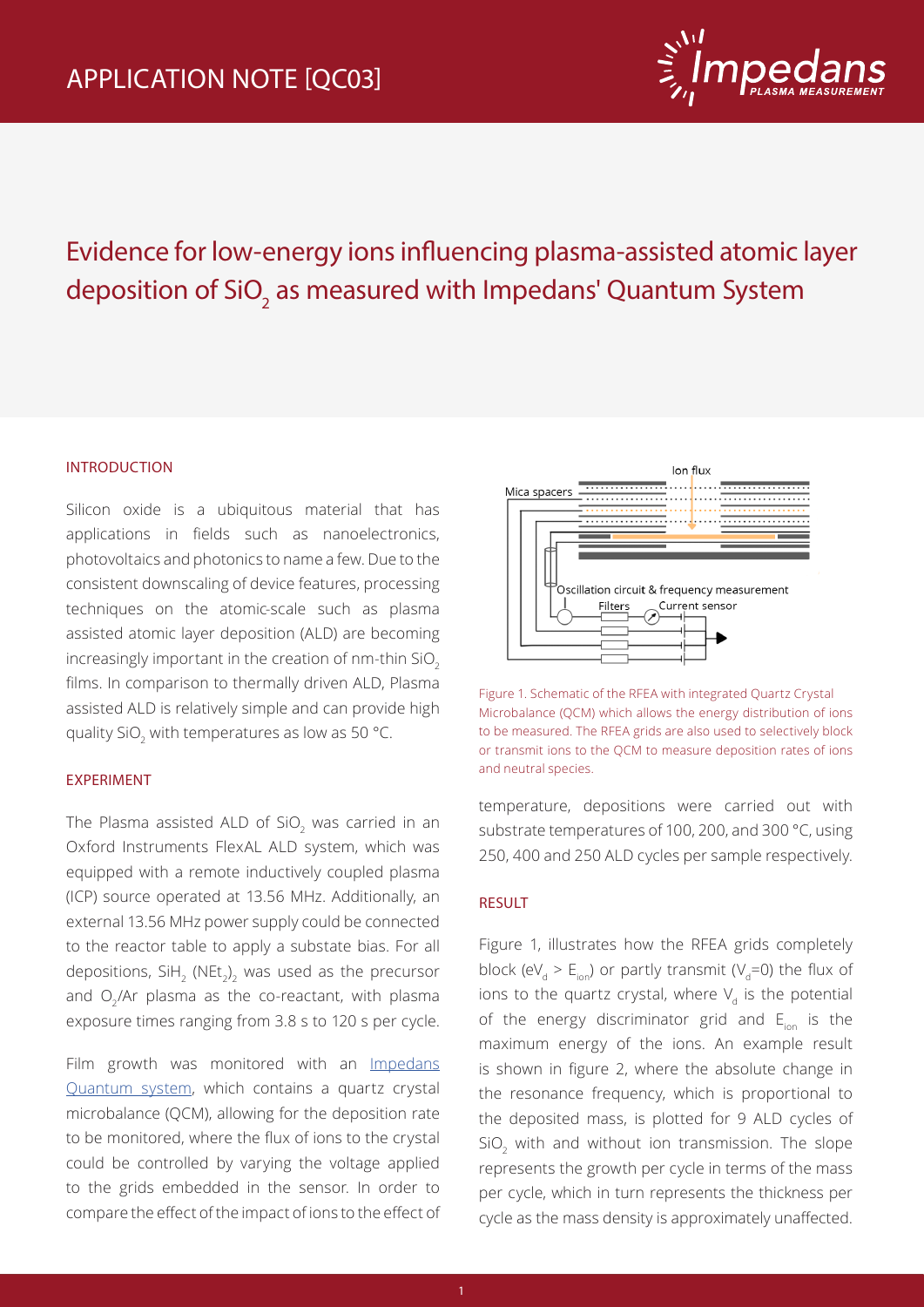APPLICATION NOTE [QC03]

# Evidence for low-energy ions influencing plasma-assisted atomic layer deposition of $SiO_2$ as measured with Impedans' Quantum System

## INTRODUCTION

Silicon oxide is a ubiquitous material that has applications in fields such as nanoelectronics, photovoltaics and photonics to name a few. Due to the consistent downscaling of device features, processing techniques on the atomic-scale such as plasma assisted atomic layer deposition (ALD) are becoming increasingly important in the creation of nm-thin $SiO_2$ films. In comparison to thermally driven ALD, Plasma assisted ALD is relatively simple and can provide high quality $SiO_2$ with temperatures as low as 50 °C.

## EXPERIMENT

The Plasma assisted ALD of $SiO_2$ was carried in an Oxford Instruments FlexAL ALD system, which was equipped with a remote inductively coupled plasma (ICP) source operated at 13.56 MHz. Additionally, an external 13.56 MHz power supply could be connected to the reactor table to apply a substate bias. For all depositions, $SiH_2(NEt_2)_2$ was used as the precursor and $O_2$/Ar plasma as the co-reactant, with plasma exposure times ranging from 3.8 s to 120 s per cycle.

Film growth was monitored with an Impedans Quantum system, which contains a quartz crystal microbalance (QCM), allowing for the deposition rate to be monitored, where the flux of ions to the crystal could be controlled by varying the voltage applied to the grids embedded in the sensor. In order to compare the effect of the impact of ions to the effect of temperature, depositions were carried out with substrate temperatures of 100, 200, and 300 °C, using 250, 400 and 250 ALD cycles per sample respectively.

Figure 1. Schematic of the RFEA with integrated Quartz Crystal Microbalance (QCM) which allows the energy distribution of ions to be measured. The RFEA grids are also used to selectively block or transmit ions to the QCM to measure deposition rates of ions and neutral species.

## RESULT

Figure 1, illustrates how the RFEA grids completely block ($eV_d > E_{ion}$) or partly transmit ($V_d$=0) the flux of ions to the quartz crystal, where $V_d$ is the potential of the energy discriminator grid and $E_{ion}$ is the maximum energy of the ions. An example result is shown in figure 2, where the absolute change in the resonance frequency, which is proportional to the deposited mass, is plotted for 9 ALD cycles of $SiO_2$ with and without ion transmission. The slope represents the growth per cycle in terms of the mass per cycle, which in turn represents the thickness per cycle as the mass density is approximately unaffected.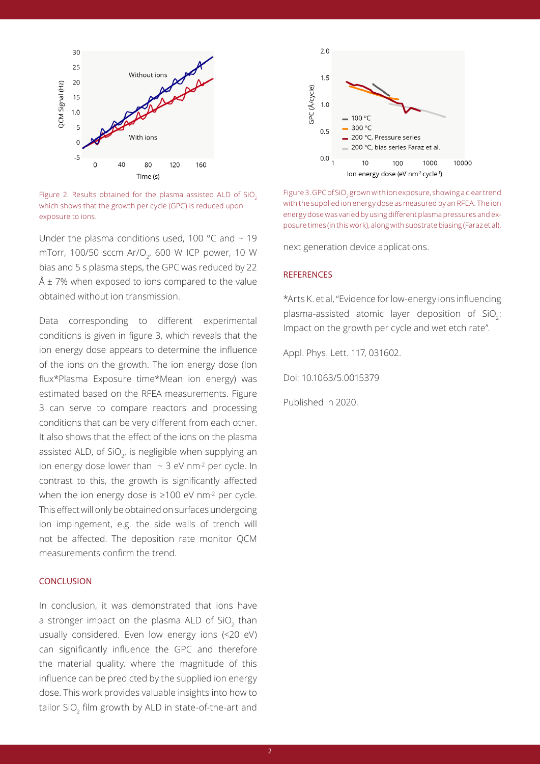QCM Signal (Hz)

30

25

20

15

1.0

5

0

-5

0

40

80

120

160

Time (s)

Without ions

With ions

Figure 2. Results obtained for the plasma assisted ALD of $SiO_2$ which shows that the growth per cycle (GPC) is reduced upon exposure to ions.

Under the plasma conditions used, 100 °C and ~ 19 mTorr, 100/50 sccm Ar/$O_2$, 600 W ICP power, 10 W bias and 5 s plasma steps, the GPC was reduced by 22 Å ± 7% when exposed to ions compared to the value obtained without ion transmission.

Data corresponding to different experimental conditions is given in figure 3, which reveals that the ion energy dose appears to determine the influence of the ions on the growth. The ion energy dose (Ion flux*Plasma Exposure time*Mean ion energy) was estimated based on the RFEA measurements. Figure 3 can serve to compare reactors and processing conditions that can be very different from each other. It also shows that the effect of the ions on the plasma assisted ALD, of $SiO_2$, is negligible when supplying an ion energy dose lower than ~ 3 eV nm$^{-2}$ per cycle. In contrast to this, the growth is significantly affected when the ion energy dose is ≥100 eV nm$^{-2}$ per cycle. This effect will only be obtained on surfaces undergoing ion impingement, e.g. the side walls of trench will not be affected. The deposition rate monitor QCM measurements confirm the trend.

## CONCLUSION

In conclusion, it was demonstrated that ions have a stronger impact on the plasma ALD of $SiO_2$ than usually considered. Even low energy ions (<20 eV) can significantly influence the GPC and therefore the material quality, where the magnitude of this influence can be predicted by the supplied ion energy dose. This work provides valuable insights into how to tailor $SiO_2$ film growth by ALD in state-of-the-art and next generation device applications.

GPC (Å/cycle)

2.0

1.5

1.0

0.5

0.0

1

10

100

1000

10000

Ion energy dose (eV nm$^{-2}$ cycle$^{-1}$)

100 °C

300 °C

200 °C, Pressure series

200 °C, bias series Faraz et al.

Figure 3. GPC of $SiO_2$ grown with ion exposure, showing a clear trend with the supplied ion energy dose as measured by an RFEA. The ion energy dose was varied by using different plasma pressures and exposure times (in this work), along with substrate biasing (Faraz et al).

## REFERENCES

*Arts K. et al, "Evidence for low-energy ions influencing plasma-assisted atomic layer deposition of $SiO_2$: Impact on the growth per cycle and wet etch rate".

Appl. Phys. Lett. 117, 031602.

Doi: 10.1063/5.0015379

Published in 2020.